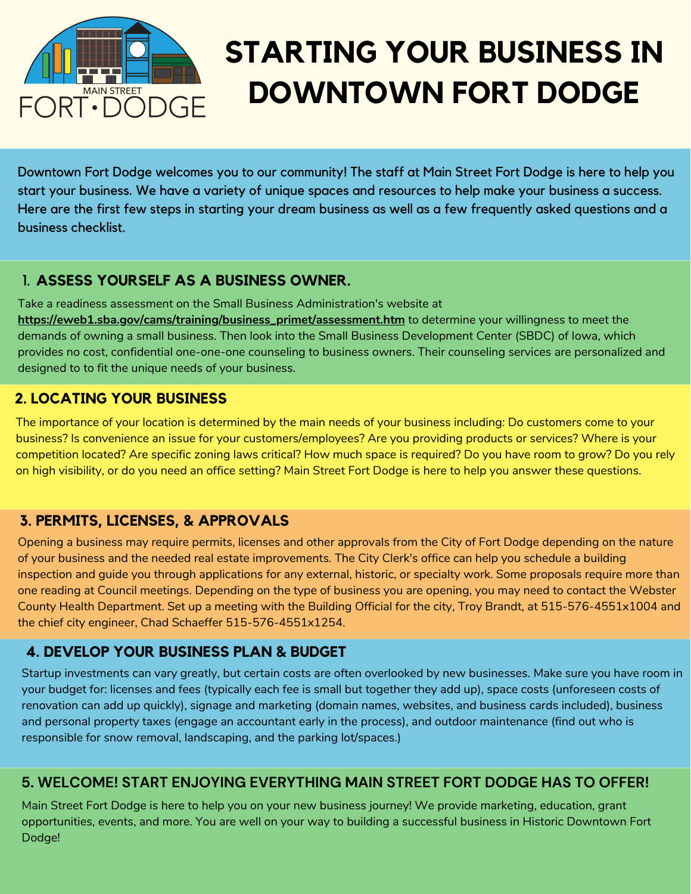MAIN STREET FORT·DODGE

# STARTING YOUR BUSINESS IN DOWNTOWN FORT DODGE

Downtown Fort Dodge welcomes you to our community! The staff at Main Street Fort Dodge is here to help you start your business. We have a variety of unique spaces and resources to help make your business a success. Here are the first few steps in starting your dream business as well as a few frequently asked questions and a business checklist.

## 1. ASSESS YOURSELF AS A BUSINESS OWNER.

Take a readiness assessment on the Small Business Administration's website at **https://eweb1.sba.gov/cams/training/business_primet/assessment.htm** to determine your willingness to meet the demands of owning a small business. Then look into the Small Business Development Center (SBDC) of Iowa, which provides no cost, confidential one-one-one counseling to business owners. Their counseling services are personalized and designed to to fit the unique needs of your business.

## 2. LOCATING YOUR BUSINESS

The importance of your location is determined by the main needs of your business including: Do customers come to your business? Is convenience an issue for your customers/employees? Are you providing products or services? Where is your competition located? Are specific zoning laws critical? How much space is required? Do you have room to grow? Do you rely on high visibility, or do you need an office setting? Main Street Fort Dodge is here to help you answer these questions.

## 3. PERMITS, LICENSES, & APPROVALS

Opening a business may require permits, licenses and other approvals from the City of Fort Dodge depending on the nature of your business and the needed real estate improvements. The City Clerk's office can help you schedule a building inspection and guide you through applications for any external, historic, or specialty work. Some proposals require more than one reading at Council meetings. Depending on the type of business you are opening, you may need to contact the Webster County Health Department. Set up a meeting with the Building Official for the city, Troy Brandt, at 515-576-4551x1004 and the chief city engineer, Chad Schaeffer 515-576-4551x1254.

## 4. DEVELOP YOUR BUSINESS PLAN & BUDGET

Startup investments can vary greatly, but certain costs are often overlooked by new businesses. Make sure you have room in your budget for: licenses and fees (typically each fee is small but together they add up), space costs (unforeseen costs of renovation can add up quickly), signage and marketing (domain names, websites, and business cards included), business and personal property taxes (engage an accountant early in the process), and outdoor maintenance (find out who is responsible for snow removal, landscaping, and the parking lot/spaces.)

## 5. WELCOME! START ENJOYING EVERYTHING MAIN STREET FORT DODGE HAS TO OFFER!

Main Street Fort Dodge is here to help you on your new business journey! We provide marketing, education, grant opportunities, events, and more. You are well on your way to building a successful business in Historic Downtown Fort Dodge!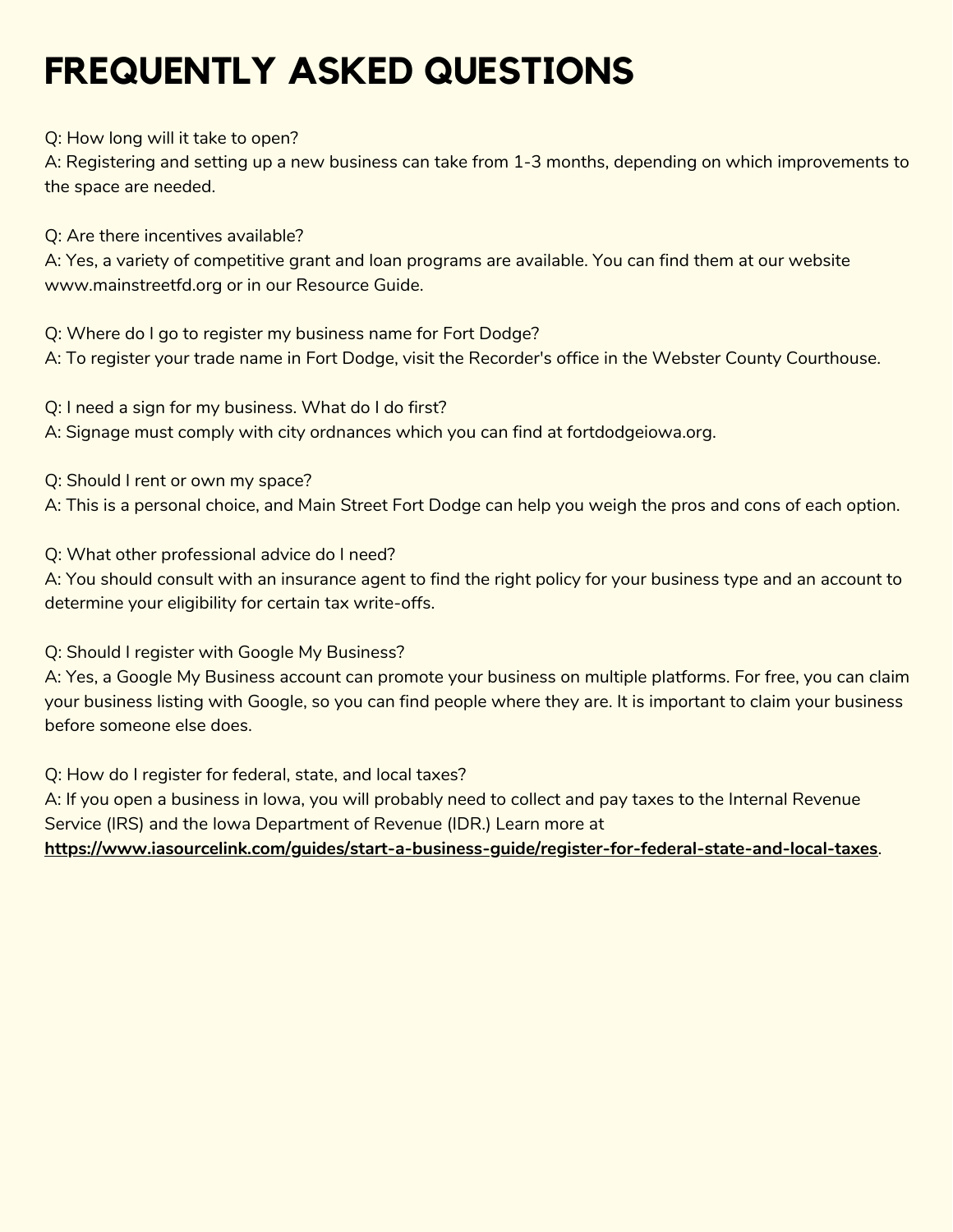# FREQUENTLY ASKED QUESTIONS

Q: How long will it take to open?
A: Registering and setting up a new business can take from 1-3 months, depending on which improvements to the space are needed.

Q: Are there incentives available?
A: Yes, a variety of competitive grant and loan programs are available. You can find them at our website www.mainstreetfd.org or in our Resource Guide.

Q: Where do I go to register my business name for Fort Dodge?
A: To register your trade name in Fort Dodge, visit the Recorder's office in the Webster County Courthouse.

Q: I need a sign for my business. What do I do first?
A: Signage must comply with city ordnances which you can find at fortdodgeiowa.org.

Q: Should I rent or own my space?
A: This is a personal choice, and Main Street Fort Dodge can help you weigh the pros and cons of each option.

Q: What other professional advice do I need?
A: You should consult with an insurance agent to find the right policy for your business type and an account to determine your eligibility for certain tax write-offs.

Q: Should I register with Google My Business?
A: Yes, a Google My Business account can promote your business on multiple platforms. For free, you can claim your business listing with Google, so you can find people where they are. It is important to claim your business before someone else does.

Q: How do I register for federal, state, and local taxes?
A: If you open a business in Iowa, you will probably need to collect and pay taxes to the Internal Revenue Service (IRS) and the Iowa Department of Revenue (IDR.) Learn more at **https://www.iasourcelink.com/guides/start-a-business-guide/register-for-federal-state-and-local-taxes**.